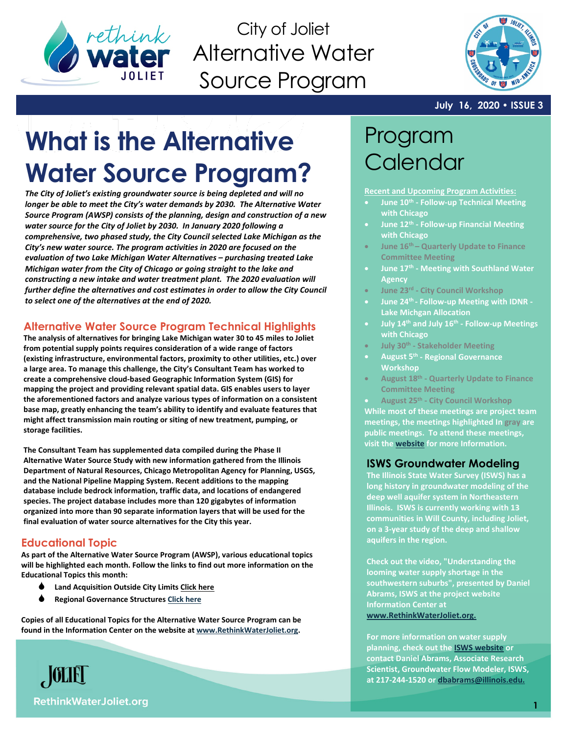# City of Joliet Alternative Water Source Program

**July 16, 2020 • ISSUE 3**

# What is the Alternative Water Source Program?

***The City of Joliet's existing groundwater source is being depleted and will no longer be able to meet the City's water demands by 2030. The Alternative Water Source Program (AWSP) consists of the planning, design and construction of a new water source for the City of Joliet by 2030. In January 2020 following a comprehensive, two phased study, the City Council selected Lake Michigan as the City's new water source. The program activities in 2020 are focused on the evaluation of two Lake Michigan Water Alternatives – purchasing treated Lake Michigan water from the City of Chicago or going straight to the lake and constructing a new intake and water treatment plant. The 2020 evaluation will further define the alternatives and cost estimates in order to allow the City Council to select one of the alternatives at the end of 2020.***

## Alternative Water Source Program Technical Highlights

**The analysis of alternatives for bringing Lake Michigan water 30 to 45 miles to Joliet from potential supply points requires consideration of a wide range of factors (existing infrastructure, environmental factors, proximity to other utilities, etc.) over a large area. To manage this challenge, the City's Consultant Team has worked to create a comprehensive cloud-based Geographic Information System (GIS) for mapping the project and providing relevant spatial data. GIS enables users to layer the aforementioned factors and analyze various types of information on a consistent base map, greatly enhancing the team's ability to identify and evaluate features that might affect transmission main routing or siting of new treatment, pumping, or storage facilities.**

**The Consultant Team has supplemented data compiled during the Phase II Alternative Water Source Study with new information gathered from the Illinois Department of Natural Resources, Chicago Metropolitan Agency for Planning, USGS, and the National Pipeline Mapping System. Recent additions to the mapping database include bedrock information, traffic data, and locations of endangered species. The project database includes more than 120 gigabytes of information organized into more than 90 separate information layers that will be used for the final evaluation of water source alternatives for the City this year.**

## Educational Topic

**As part of the Alternative Water Source Program (AWSP), various educational topics will be highlighted each month. Follow the links to find out more information on the Educational Topics this month:**

- **Land Acquisition Outside City Limits Click here**
- **Regional Governance Structures Click here**

**Copies of all Educational Topics for the Alternative Water Source Program can be found in the Information Center on the website at www.RethinkWaterJoliet.org.**

# Program Calendar

**Recent and Upcoming Program Activities:**

- **June 10th - Follow-up Technical Meeting with Chicago**
- **June 12th - Follow-up Financial Meeting with Chicago**
- **June 16th – Quarterly Update to Finance Committee Meeting**
- **June 17th - Meeting with Southland Water Agency**
- **June 23rd - City Council Workshop**
- **June 24th - Follow-up Meeting with IDNR - Lake Michgan Allocation**
- **July 14th and July 16th - Follow-up Meetings with Chicago**
- **July 30th - Stakeholder Meeting**
- **August 5th - Regional Governance Workshop**
- **August 18th - Quarterly Update to Finance Committee Meeting**
- **August 25th - City Council Workshop**

**While most of these meetings are project team meetings, the meetings highlighted In gray are public meetings. To attend these meetings, visit the website for more Information.**

## ISWS Groundwater Modeling

**The Illinois State Water Survey (ISWS) has a long history in groundwater modeling of the deep well aquifer system in Northeastern Illinois. ISWS is currently working with 13 communities in Will County, including Joliet, on a 3-year study of the deep and shallow aquifers in the region.**

**Check out the video, "Understanding the looming water supply shortage in the southwestern suburbs", presented by Daniel Abrams, ISWS at the project website Information Center at www.RethinkWaterJoliet.org.**

**For more information on water supply planning, check out the ISWS website or contact Daniel Abrams, Associate Research Scientist, Groundwater Flow Modeler, ISWS, at 217-244-1520 or dbabrams@illinois.edu.**

RethinkWaterJoliet.org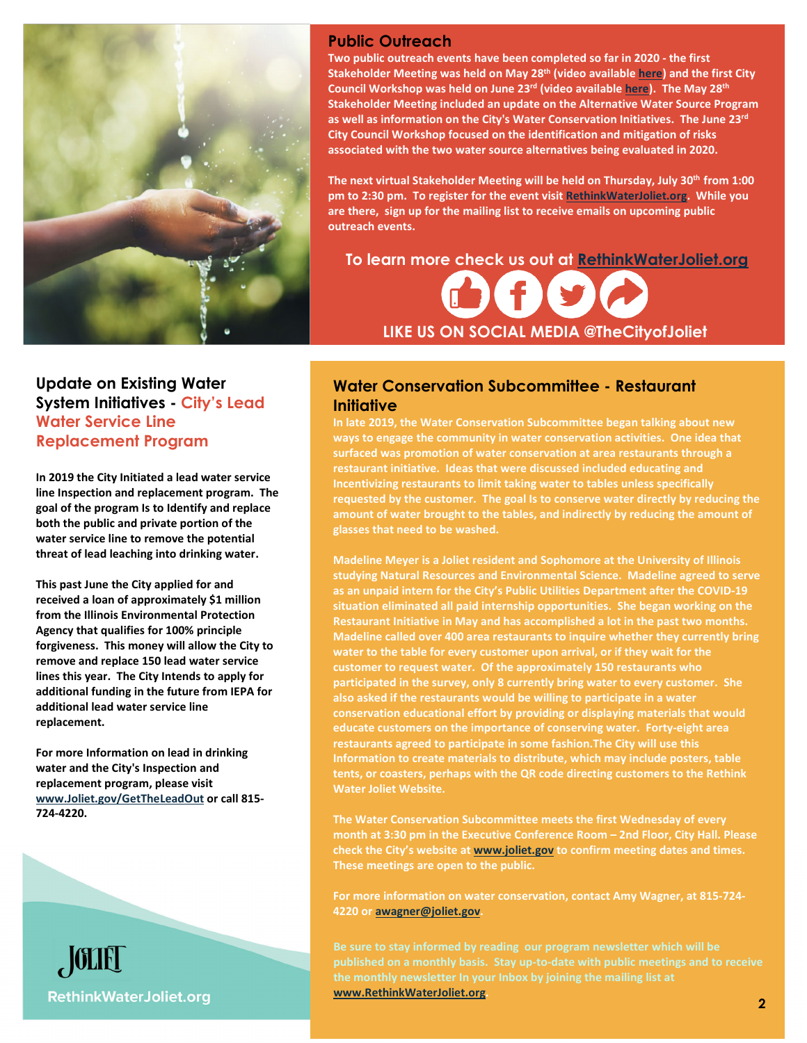## Public Outreach

**Two public outreach events have been completed so far in 2020 - the first Stakeholder Meeting was held on May 28th (video available here) and the first City Council Workshop was held on June 23rd (video available here). The May 28th Stakeholder Meeting included an update on the Alternative Water Source Program as well as information on the City's Water Conservation Initiatives. The June 23rd City Council Workshop focused on the identification and mitigation of risks associated with the two water source alternatives being evaluated in 2020.**

**The next virtual Stakeholder Meeting will be held on Thursday, July 30th from 1:00 pm to 2:30 pm. To register for the event visit RethinkWaterJoliet.org. While you are there, sign up for the mailing list to receive emails on upcoming public outreach events.**

**To learn more check us out at RethinkWaterJoliet.org**

**LIKE US ON SOCIAL MEDIA @TheCityofJoliet**

## Update on Existing Water System Initiatives - City's Lead Water Service Line Replacement Program

**In 2019 the City Initiated a lead water service line Inspection and replacement program. The goal of the program Is to Identify and replace both the public and private portion of the water service line to remove the potential threat of lead leaching into drinking water.**

**This past June the City applied for and received a loan of approximately $1 million from the Illinois Environmental Protection Agency that qualifies for 100% principle forgiveness. This money will allow the City to remove and replace 150 lead water service lines this year. The City Intends to apply for additional funding in the future from IEPA for additional lead water service line replacement.**

**For more Information on lead in drinking water and the City's Inspection and replacement program, please visit www.Joliet.gov/GetTheLeadOut or call 815-724-4220.**

## Water Conservation Subcommittee - Restaurant Initiative

**In late 2019, the Water Conservation Subcommittee began talking about new ways to engage the community in water conservation activities. One idea that surfaced was promotion of water conservation at area restaurants through a restaurant initiative. Ideas that were discussed included educating and Incentivizing restaurants to limit taking water to tables unless specifically requested by the customer. The goal Is to conserve water directly by reducing the amount of water brought to the tables, and indirectly by reducing the amount of glasses that need to be washed.**

**Madeline Meyer is a Joliet resident and Sophomore at the University of Illinois studying Natural Resources and Environmental Science. Madeline agreed to serve as an unpaid intern for the City's Public Utilities Department after the COVID-19 situation eliminated all paid internship opportunities. She began working on the Restaurant Initiative in May and has accomplished a lot in the past two months. Madeline called over 400 area restaurants to inquire whether they currently bring water to the table for every customer upon arrival, or if they wait for the customer to request water. Of the approximately 150 restaurants who participated in the survey, only 8 currently bring water to every customer. She also asked if the restaurants would be willing to participate in a water conservation educational effort by providing or displaying materials that would educate customers on the importance of conserving water. Forty-eight area restaurants agreed to participate in some fashion.The City will use this Information to create materials to distribute, which may include posters, table tents, or coasters, perhaps with the QR code directing customers to the Rethink Water Joliet Website.**

**The Water Conservation Subcommittee meets the first Wednesday of every month at 3:30 pm in the Executive Conference Room – 2nd Floor, City Hall. Please check the City's website at www.joliet.gov to confirm meeting dates and times. These meetings are open to the public.**

**For more information on water conservation, contact Amy Wagner, at 815-724-4220 or awagner@joliet.gov.**

**Be sure to stay informed by reading our program newsletter which will be published on a monthly basis. Stay up-to-date with public meetings and to receive the monthly newsletter In your Inbox by joining the mailing list at www.RethinkWaterJoliet.org.**

JOLIET

RethinkWaterJoliet.org